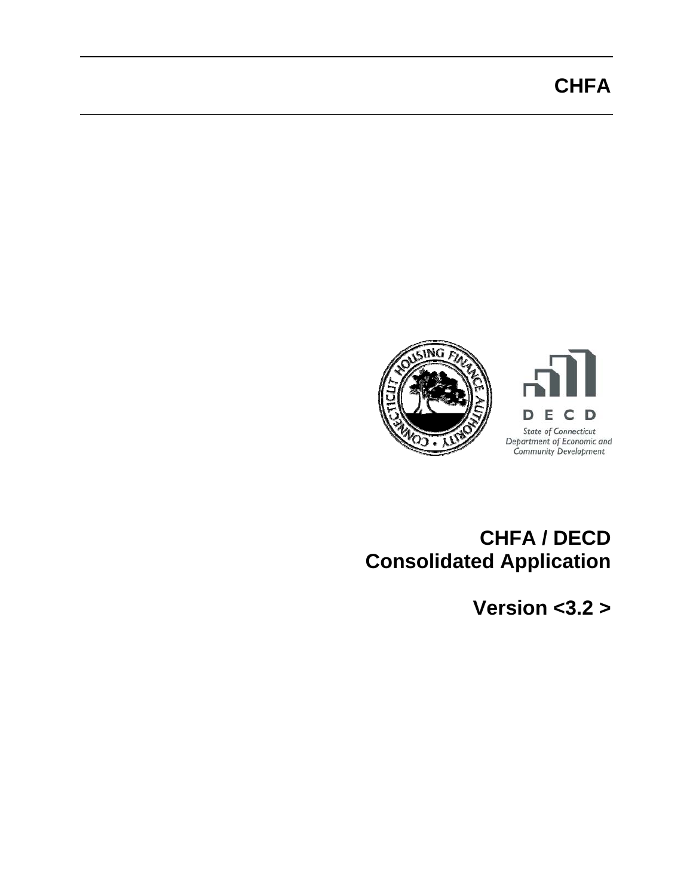# CHFA

# CHFA / DECD Consolidated Application

## Version <3.2 >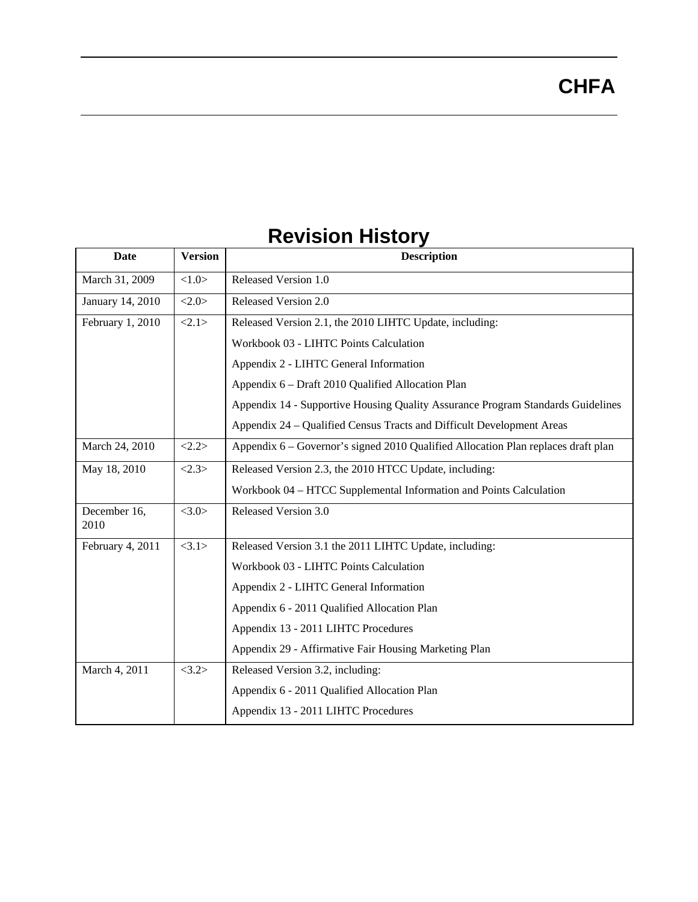# CHFA

## Revision History

| Date | Version | Description |
|---|---|---|
| March 31, 2009 | <1.0> | Released Version 1.0 |
| January 14, 2010 | <2.0> | Released Version 2.0 |
| February 1, 2010 | <2.1> | Released Version 2.1, the 2010 LIHTC Update, including:<br>Workbook 03 - LIHTC Points Calculation<br>Appendix 2 - LIHTC General Information<br>Appendix 6 – Draft 2010 Qualified Allocation Plan<br>Appendix 14 - Supportive Housing Quality Assurance Program Standards Guidelines<br>Appendix 24 – Qualified Census Tracts and Difficult Development Areas |
| March 24, 2010 | <2.2> | Appendix 6 – Governor's signed 2010 Qualified Allocation Plan replaces draft plan |
| May 18, 2010 | <2.3> | Released Version 2.3, the 2010 HTCC Update, including:<br>Workbook 04 – HTCC Supplemental Information and Points Calculation |
| December 16, 2010 | <3.0> | Released Version 3.0 |
| February 4, 2011 | <3.1> | Released Version 3.1 the 2011 LIHTC Update, including:<br>Workbook 03 - LIHTC Points Calculation<br>Appendix 2 - LIHTC General Information<br>Appendix 6 - 2011 Qualified Allocation Plan<br>Appendix 13 - 2011 LIHTC Procedures<br>Appendix 29 - Affirmative Fair Housing Marketing Plan |
| March 4, 2011 | <3.2> | Released Version 3.2, including:<br>Appendix 6 - 2011 Qualified Allocation Plan<br>Appendix 13 - 2011 LIHTC Procedures |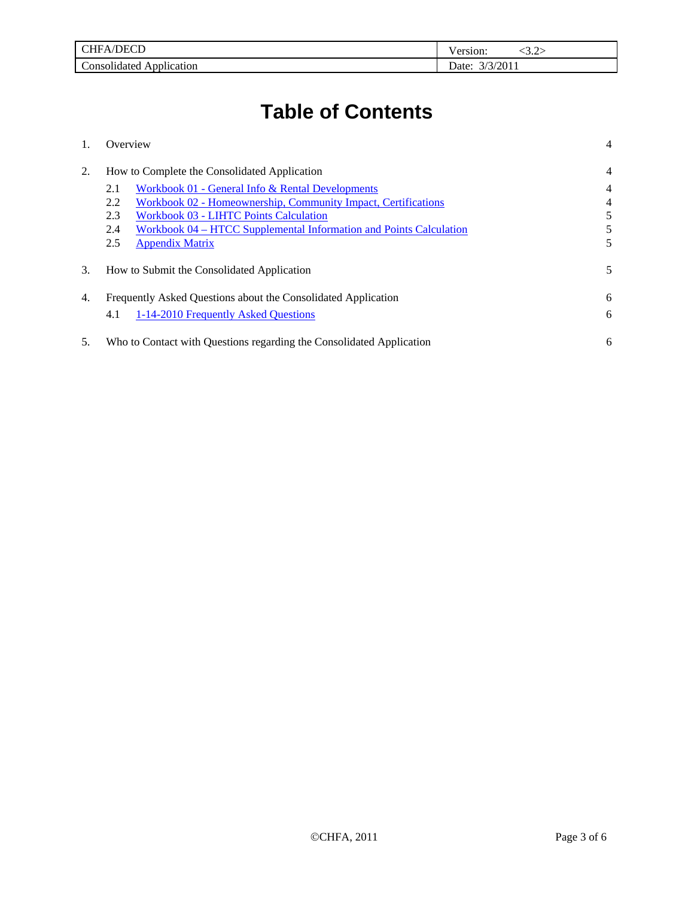# Table of Contents

| | | |
|---|---|---|
| 1. | Overview | 4 |
| 2. | How to Complete the Consolidated Application | 4 |
| 2.1 | Workbook 01 - General Info & Rental Developments | 4 |
| 2.2 | Workbook 02 - Homeownership, Community Impact, Certifications | 4 |
| 2.3 | Workbook 03 - LIHTC Points Calculation | 5 |
| 2.4 | Workbook 04 – HTCC Supplemental Information and Points Calculation | 5 |
| 2.5 | Appendix Matrix | 5 |
| 3. | How to Submit the Consolidated Application | 5 |
| 4. | Frequently Asked Questions about the Consolidated Application | 6 |
| 4.1 | 1-14-2010 Frequently Asked Questions | 6 |
| 5. | Who to Contact with Questions regarding the Consolidated Application | 6 |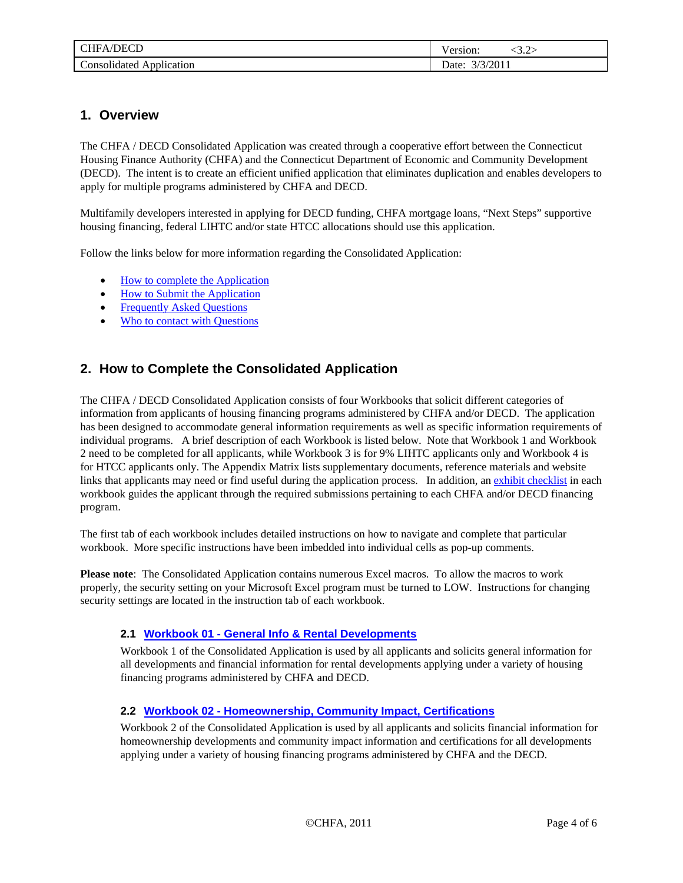## 1. Overview

The CHFA / DECD Consolidated Application was created through a cooperative effort between the Connecticut Housing Finance Authority (CHFA) and the Connecticut Department of Economic and Community Development (DECD). The intent is to create an efficient unified application that eliminates duplication and enables developers to apply for multiple programs administered by CHFA and DECD.

Multifamily developers interested in applying for DECD funding, CHFA mortgage loans, "Next Steps" supportive housing financing, federal LIHTC and/or state HTCC allocations should use this application.

Follow the links below for more information regarding the Consolidated Application:

- How to complete the Application
- How to Submit the Application
- Frequently Asked Questions
- Who to contact with Questions

## 2. How to Complete the Consolidated Application

The CHFA / DECD Consolidated Application consists of four Workbooks that solicit different categories of information from applicants of housing financing programs administered by CHFA and/or DECD. The application has been designed to accommodate general information requirements as well as specific information requirements of individual programs. A brief description of each Workbook is listed below. Note that Workbook 1 and Workbook 2 need to be completed for all applicants, while Workbook 3 is for 9% LIHTC applicants only and Workbook 4 is for HTCC applicants only. The Appendix Matrix lists supplementary documents, reference materials and website links that applicants may need or find useful during the application process. In addition, an exhibit checklist in each workbook guides the applicant through the required submissions pertaining to each CHFA and/or DECD financing program.

The first tab of each workbook includes detailed instructions on how to navigate and complete that particular workbook. More specific instructions have been imbedded into individual cells as pop-up comments.

**Please note**: The Consolidated Application contains numerous Excel macros. To allow the macros to work properly, the security setting on your Microsoft Excel program must be turned to LOW. Instructions for changing security settings are located in the instruction tab of each workbook.

### 2.1 Workbook 01 - General Info & Rental Developments

Workbook 1 of the Consolidated Application is used by all applicants and solicits general information for all developments and financial information for rental developments applying under a variety of housing financing programs administered by CHFA and DECD.

### 2.2 Workbook 02 - Homeownership, Community Impact, Certifications

Workbook 2 of the Consolidated Application is used by all applicants and solicits financial information for homeownership developments and community impact information and certifications for all developments applying under a variety of housing financing programs administered by CHFA and the DECD.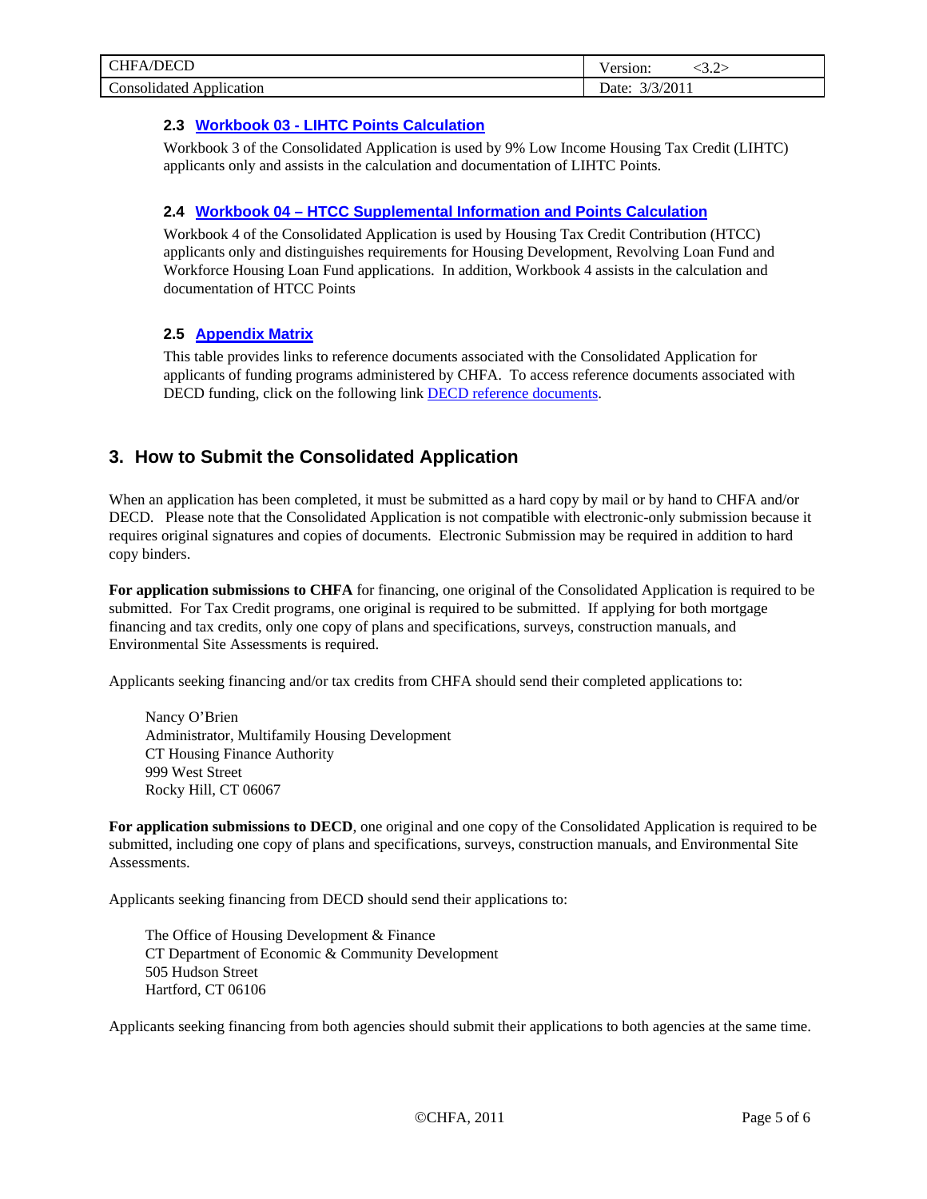### 2.3 [Workbook 03 - LIHTC Points Calculation]

Workbook 3 of the Consolidated Application is used by 9% Low Income Housing Tax Credit (LIHTC) applicants only and assists in the calculation and documentation of LIHTC Points.

### 2.4 [Workbook 04 – HTCC Supplemental Information and Points Calculation]

Workbook 4 of the Consolidated Application is used by Housing Tax Credit Contribution (HTCC) applicants only and distinguishes requirements for Housing Development, Revolving Loan Fund and Workforce Housing Loan Fund applications. In addition, Workbook 4 assists in the calculation and documentation of HTCC Points

### 2.5 [Appendix Matrix]

This table provides links to reference documents associated with the Consolidated Application for applicants of funding programs administered by CHFA. To access reference documents associated with DECD funding, click on the following link [DECD reference documents].

## 3. How to Submit the Consolidated Application

When an application has been completed, it must be submitted as a hard copy by mail or by hand to CHFA and/or DECD. Please note that the Consolidated Application is not compatible with electronic-only submission because it requires original signatures and copies of documents. Electronic Submission may be required in addition to hard copy binders.

**For application submissions to CHFA** for financing, one original of the Consolidated Application is required to be submitted. For Tax Credit programs, one original is required to be submitted. If applying for both mortgage financing and tax credits, only one copy of plans and specifications, surveys, construction manuals, and Environmental Site Assessments is required.

Applicants seeking financing and/or tax credits from CHFA should send their completed applications to:

Nancy O'Brien
Administrator, Multifamily Housing Development
CT Housing Finance Authority
999 West Street
Rocky Hill, CT 06067

**For application submissions to DECD**, one original and one copy of the Consolidated Application is required to be submitted, including one copy of plans and specifications, surveys, construction manuals, and Environmental Site Assessments.

Applicants seeking financing from DECD should send their applications to:

The Office of Housing Development & Finance
CT Department of Economic & Community Development
505 Hudson Street
Hartford, CT 06106

Applicants seeking financing from both agencies should submit their applications to both agencies at the same time.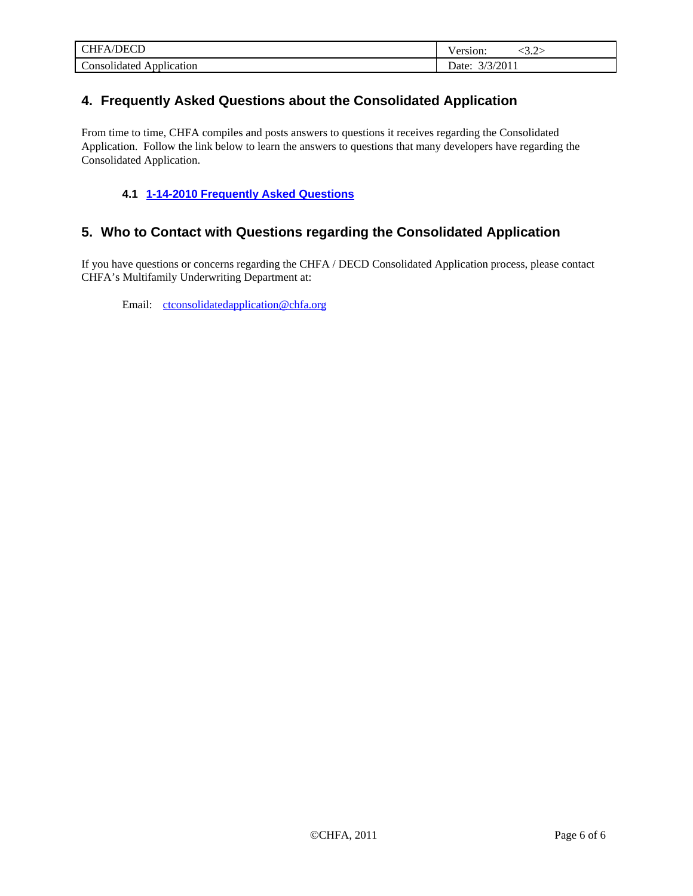## 4. Frequently Asked Questions about the Consolidated Application

From time to time, CHFA compiles and posts answers to questions it receives regarding the Consolidated Application. Follow the link below to learn the answers to questions that many developers have regarding the Consolidated Application.

### 4.1 1-14-2010 Frequently Asked Questions

## 5. Who to Contact with Questions regarding the Consolidated Application

If you have questions or concerns regarding the CHFA / DECD Consolidated Application process, please contact CHFA's Multifamily Underwriting Department at:

Email: ctconsolidatedapplication@chfa.org